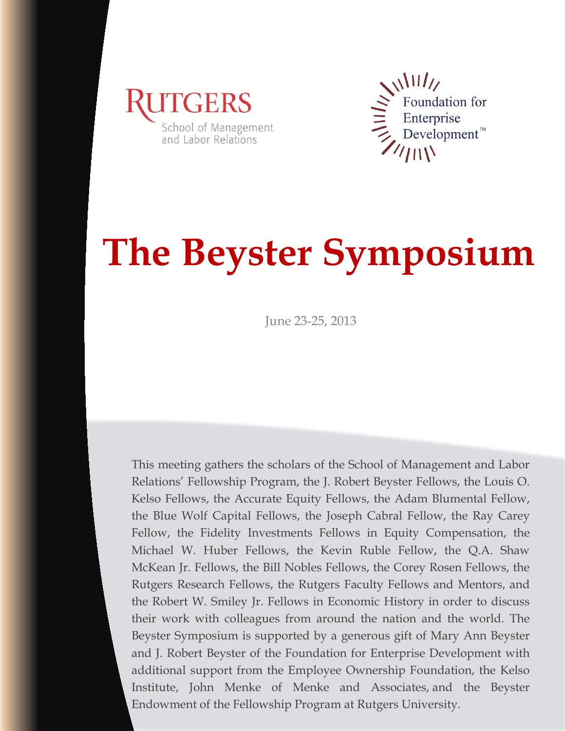RUTGERS

School of Management and Labor Relations

Foundation for Enterprise Development™

# The Beyster Symposium

June 23-25, 2013

This meeting gathers the scholars of the School of Management and Labor Relations' Fellowship Program, the J. Robert Beyster Fellows, the Louis O. Kelso Fellows, the Accurate Equity Fellows, the Adam Blumental Fellow, the Blue Wolf Capital Fellows, the Joseph Cabral Fellow, the Ray Carey Fellow, the Fidelity Investments Fellows in Equity Compensation, the Michael W. Huber Fellows, the Kevin Ruble Fellow, the Q.A. Shaw McKean Jr. Fellows, the Bill Nobles Fellows, the Corey Rosen Fellows, the Rutgers Research Fellows, the Rutgers Faculty Fellows and Mentors, and the Robert W. Smiley Jr. Fellows in Economic History in order to discuss their work with colleagues from around the nation and the world. The Beyster Symposium is supported by a generous gift of Mary Ann Beyster and J. Robert Beyster of the Foundation for Enterprise Development with additional support from the Employee Ownership Foundation, the Kelso Institute, John Menke of Menke and Associates, and the Beyster Endowment of the Fellowship Program at Rutgers University.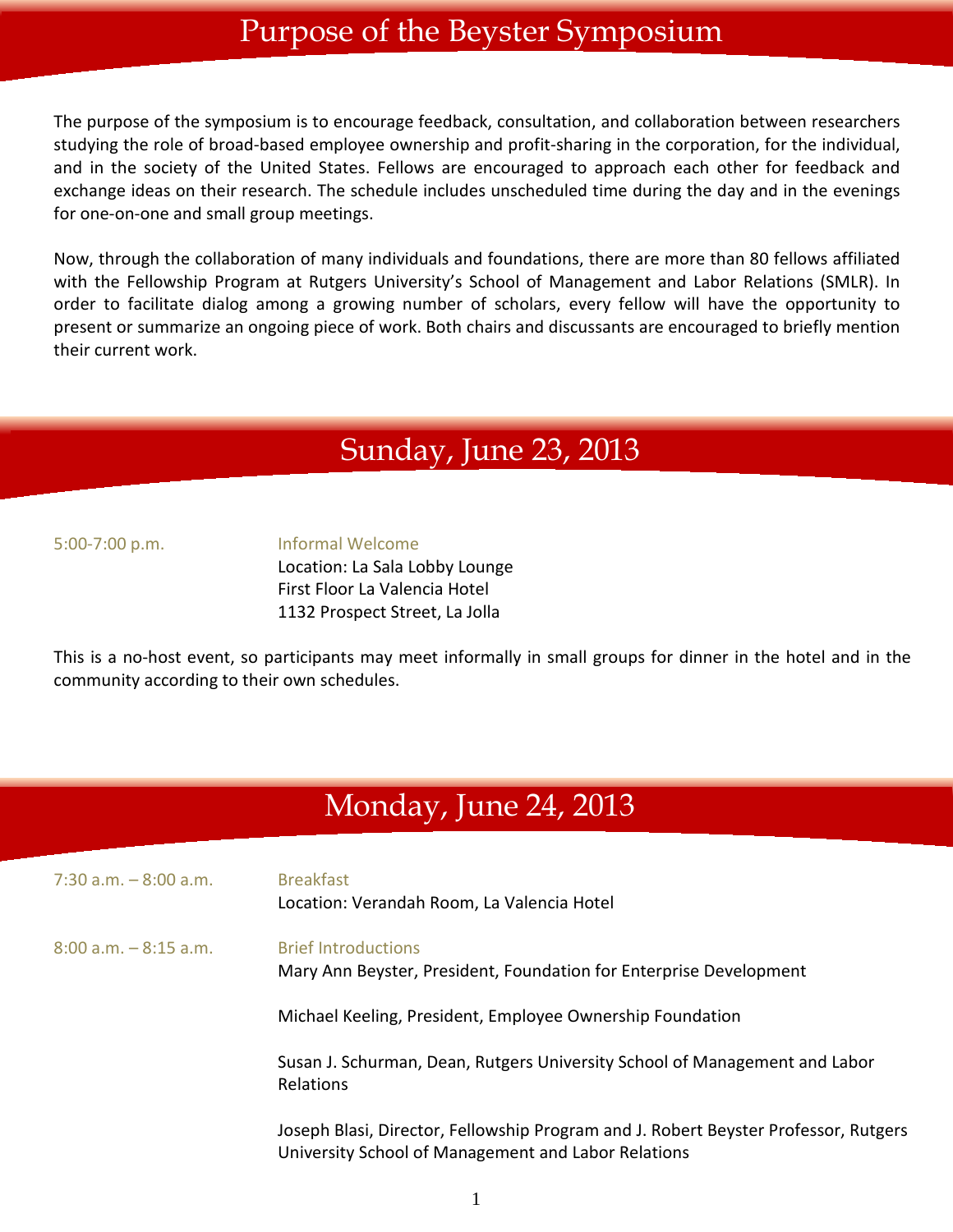# Purpose of the Beyster Symposium

The purpose of the symposium is to encourage feedback, consultation, and collaboration between researchers studying the role of broad-based employee ownership and profit-sharing in the corporation, for the individual, and in the society of the United States. Fellows are encouraged to approach each other for feedback and exchange ideas on their research. The schedule includes unscheduled time during the day and in the evenings for one-on-one and small group meetings.

Now, through the collaboration of many individuals and foundations, there are more than 80 fellows affiliated with the Fellowship Program at Rutgers University's School of Management and Labor Relations (SMLR). In order to facilitate dialog among a growing number of scholars, every fellow will have the opportunity to present or summarize an ongoing piece of work. Both chairs and discussants are encouraged to briefly mention their current work.

# Sunday, June 23, 2013

5:00-7:00 p.m. — Informal Welcome
Location: La Sala Lobby Lounge
First Floor La Valencia Hotel
1132 Prospect Street, La Jolla

This is a no-host event, so participants may meet informally in small groups for dinner in the hotel and in the community according to their own schedules.

# Monday, June 24, 2013

7:30 a.m. – 8:00 a.m. — Breakfast
Location: Verandah Room, La Valencia Hotel

8:00 a.m. – 8:15 a.m. — Brief Introductions

Mary Ann Beyster, President, Foundation for Enterprise Development

Michael Keeling, President, Employee Ownership Foundation

Susan J. Schurman, Dean, Rutgers University School of Management and Labor Relations

Joseph Blasi, Director, Fellowship Program and J. Robert Beyster Professor, Rutgers University School of Management and Labor Relations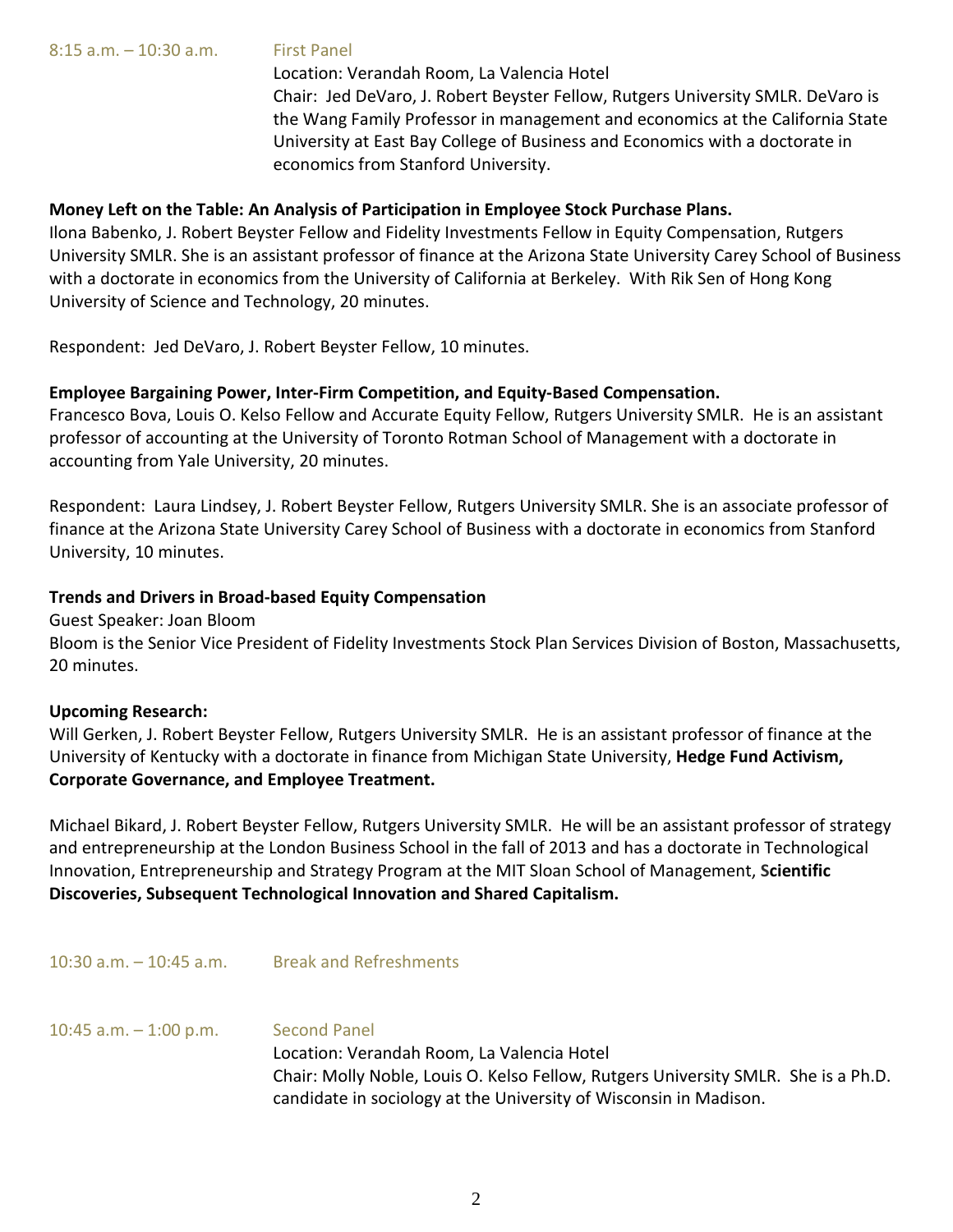8:15 a.m. – 10:30 a.m. First Panel

Location: Verandah Room, La Valencia Hotel

Chair: Jed DeVaro, J. Robert Beyster Fellow, Rutgers University SMLR. DeVaro is the Wang Family Professor in management and economics at the California State University at East Bay College of Business and Economics with a doctorate in economics from Stanford University.

**Money Left on the Table: An Analysis of Participation in Employee Stock Purchase Plans.**

Ilona Babenko, J. Robert Beyster Fellow and Fidelity Investments Fellow in Equity Compensation, Rutgers University SMLR. She is an assistant professor of finance at the Arizona State University Carey School of Business with a doctorate in economics from the University of California at Berkeley. With Rik Sen of Hong Kong University of Science and Technology, 20 minutes.

Respondent: Jed DeVaro, J. Robert Beyster Fellow, 10 minutes.

**Employee Bargaining Power, Inter-Firm Competition, and Equity-Based Compensation.**

Francesco Bova, Louis O. Kelso Fellow and Accurate Equity Fellow, Rutgers University SMLR. He is an assistant professor of accounting at the University of Toronto Rotman School of Management with a doctorate in accounting from Yale University, 20 minutes.

Respondent: Laura Lindsey, J. Robert Beyster Fellow, Rutgers University SMLR. She is an associate professor of finance at the Arizona State University Carey School of Business with a doctorate in economics from Stanford University, 10 minutes.

**Trends and Drivers in Broad-based Equity Compensation**

Guest Speaker: Joan Bloom

Bloom is the Senior Vice President of Fidelity Investments Stock Plan Services Division of Boston, Massachusetts, 20 minutes.

**Upcoming Research:**

Will Gerken, J. Robert Beyster Fellow, Rutgers University SMLR. He is an assistant professor of finance at the University of Kentucky with a doctorate in finance from Michigan State University, **Hedge Fund Activism, Corporate Governance, and Employee Treatment.**

Michael Bikard, J. Robert Beyster Fellow, Rutgers University SMLR. He will be an assistant professor of strategy and entrepreneurship at the London Business School in the fall of 2013 and has a doctorate in Technological Innovation, Entrepreneurship and Strategy Program at the MIT Sloan School of Management, **Scientific Discoveries, Subsequent Technological Innovation and Shared Capitalism.**

10:30 a.m. – 10:45 a.m. Break and Refreshments

10:45 a.m. – 1:00 p.m. Second Panel

Location: Verandah Room, La Valencia Hotel

Chair: Molly Noble, Louis O. Kelso Fellow, Rutgers University SMLR. She is a Ph.D. candidate in sociology at the University of Wisconsin in Madison.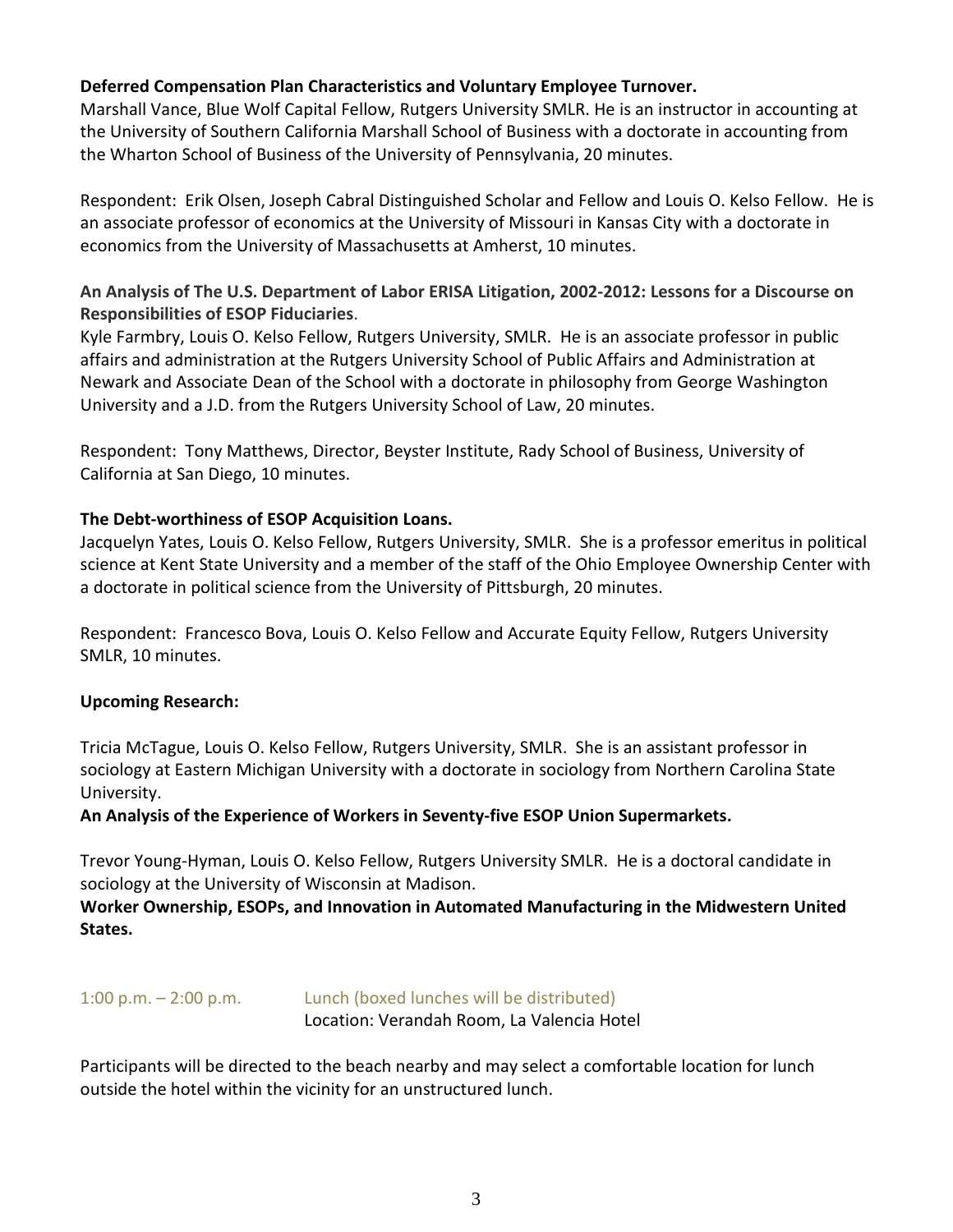**Deferred Compensation Plan Characteristics and Voluntary Employee Turnover.**
Marshall Vance, Blue Wolf Capital Fellow, Rutgers University SMLR. He is an instructor in accounting at the University of Southern California Marshall School of Business with a doctorate in accounting from the Wharton School of Business of the University of Pennsylvania, 20 minutes.

Respondent: Erik Olsen, Joseph Cabral Distinguished Scholar and Fellow and Louis O. Kelso Fellow. He is an associate professor of economics at the University of Missouri in Kansas City with a doctorate in economics from the University of Massachusetts at Amherst, 10 minutes.

**An Analysis of The U.S. Department of Labor ERISA Litigation, 2002-2012: Lessons for a Discourse on Responsibilities of ESOP Fiduciaries**.
Kyle Farmbry, Louis O. Kelso Fellow, Rutgers University, SMLR. He is an associate professor in public affairs and administration at the Rutgers University School of Public Affairs and Administration at Newark and Associate Dean of the School with a doctorate in philosophy from George Washington University and a J.D. from the Rutgers University School of Law, 20 minutes.

Respondent: Tony Matthews, Director, Beyster Institute, Rady School of Business, University of California at San Diego, 10 minutes.

**The Debt-worthiness of ESOP Acquisition Loans.**
Jacquelyn Yates, Louis O. Kelso Fellow, Rutgers University, SMLR. She is a professor emeritus in political science at Kent State University and a member of the staff of the Ohio Employee Ownership Center with a doctorate in political science from the University of Pittsburgh, 20 minutes.

Respondent: Francesco Bova, Louis O. Kelso Fellow and Accurate Equity Fellow, Rutgers University SMLR, 10 minutes.

**Upcoming Research:**

Tricia McTague, Louis O. Kelso Fellow, Rutgers University, SMLR. She is an assistant professor in sociology at Eastern Michigan University with a doctorate in sociology from Northern Carolina State University.
**An Analysis of the Experience of Workers in Seventy-five ESOP Union Supermarkets.**

Trevor Young-Hyman, Louis O. Kelso Fellow, Rutgers University SMLR. He is a doctoral candidate in sociology at the University of Wisconsin at Madison.
**Worker Ownership, ESOPs, and Innovation in Automated Manufacturing in the Midwestern United States.**

1:00 p.m. – 2:00 p.m. Lunch (boxed lunches will be distributed)
Location: Verandah Room, La Valencia Hotel

Participants will be directed to the beach nearby and may select a comfortable location for lunch outside the hotel within the vicinity for an unstructured lunch.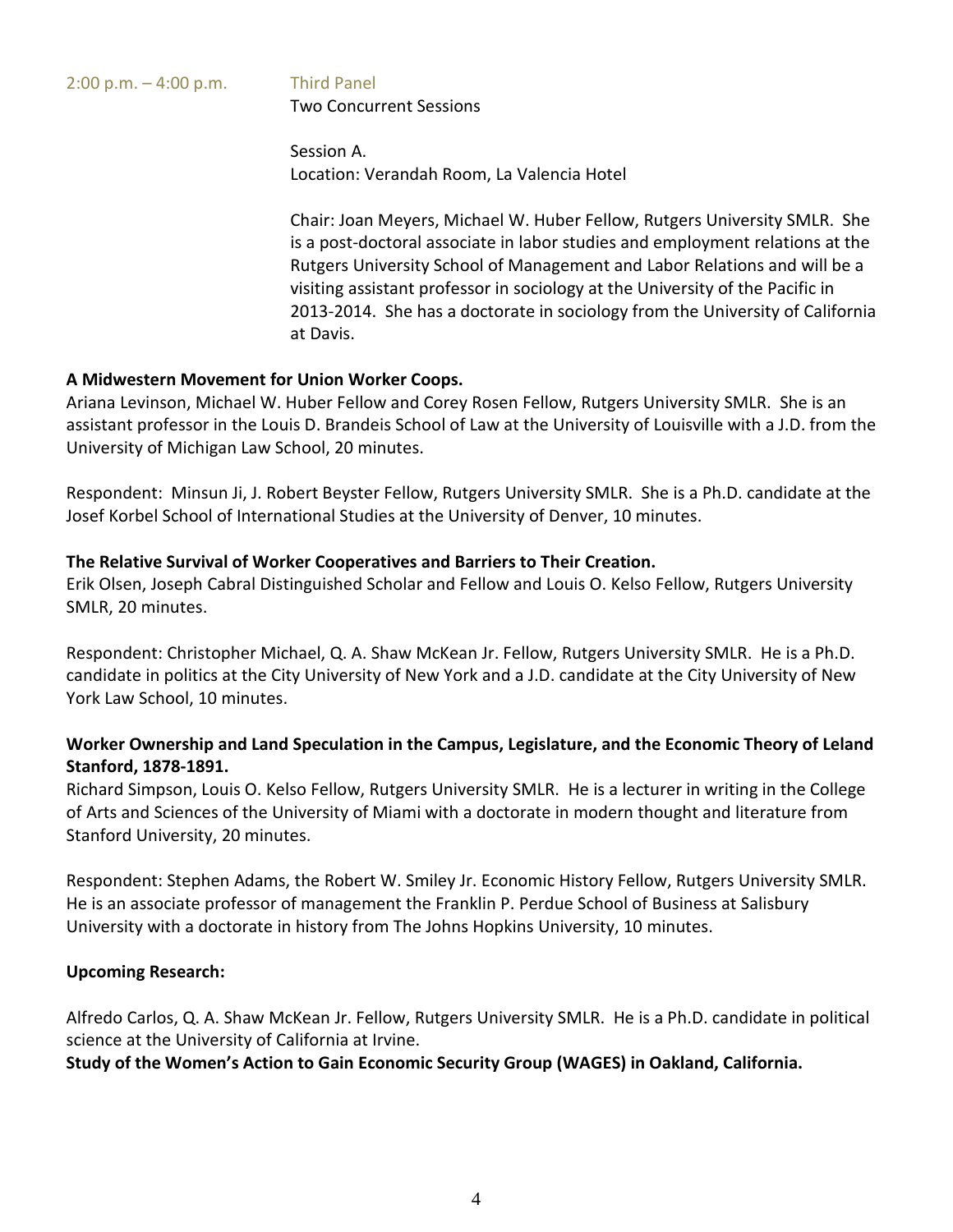2:00 p.m. – 4:00 p.m. Third Panel

Two Concurrent Sessions

Session A.
Location: Verandah Room, La Valencia Hotel

Chair: Joan Meyers, Michael W. Huber Fellow, Rutgers University SMLR. She is a post-doctoral associate in labor studies and employment relations at the Rutgers University School of Management and Labor Relations and will be a visiting assistant professor in sociology at the University of the Pacific in 2013-2014. She has a doctorate in sociology from the University of California at Davis.

**A Midwestern Movement for Union Worker Coops.**
Ariana Levinson, Michael W. Huber Fellow and Corey Rosen Fellow, Rutgers University SMLR. She is an assistant professor in the Louis D. Brandeis School of Law at the University of Louisville with a J.D. from the University of Michigan Law School, 20 minutes.

Respondent: Minsun Ji, J. Robert Beyster Fellow, Rutgers University SMLR. She is a Ph.D. candidate at the Josef Korbel School of International Studies at the University of Denver, 10 minutes.

**The Relative Survival of Worker Cooperatives and Barriers to Their Creation.**
Erik Olsen, Joseph Cabral Distinguished Scholar and Fellow and Louis O. Kelso Fellow, Rutgers University SMLR, 20 minutes.

Respondent: Christopher Michael, Q. A. Shaw McKean Jr. Fellow, Rutgers University SMLR. He is a Ph.D. candidate in politics at the City University of New York and a J.D. candidate at the City University of New York Law School, 10 minutes.

**Worker Ownership and Land Speculation in the Campus, Legislature, and the Economic Theory of Leland Stanford, 1878-1891.**
Richard Simpson, Louis O. Kelso Fellow, Rutgers University SMLR. He is a lecturer in writing in the College of Arts and Sciences of the University of Miami with a doctorate in modern thought and literature from Stanford University, 20 minutes.

Respondent: Stephen Adams, the Robert W. Smiley Jr. Economic History Fellow, Rutgers University SMLR. He is an associate professor of management the Franklin P. Perdue School of Business at Salisbury University with a doctorate in history from The Johns Hopkins University, 10 minutes.

**Upcoming Research:**

Alfredo Carlos, Q. A. Shaw McKean Jr. Fellow, Rutgers University SMLR. He is a Ph.D. candidate in political science at the University of California at Irvine.
**Study of the Women's Action to Gain Economic Security Group (WAGES) in Oakland, California.**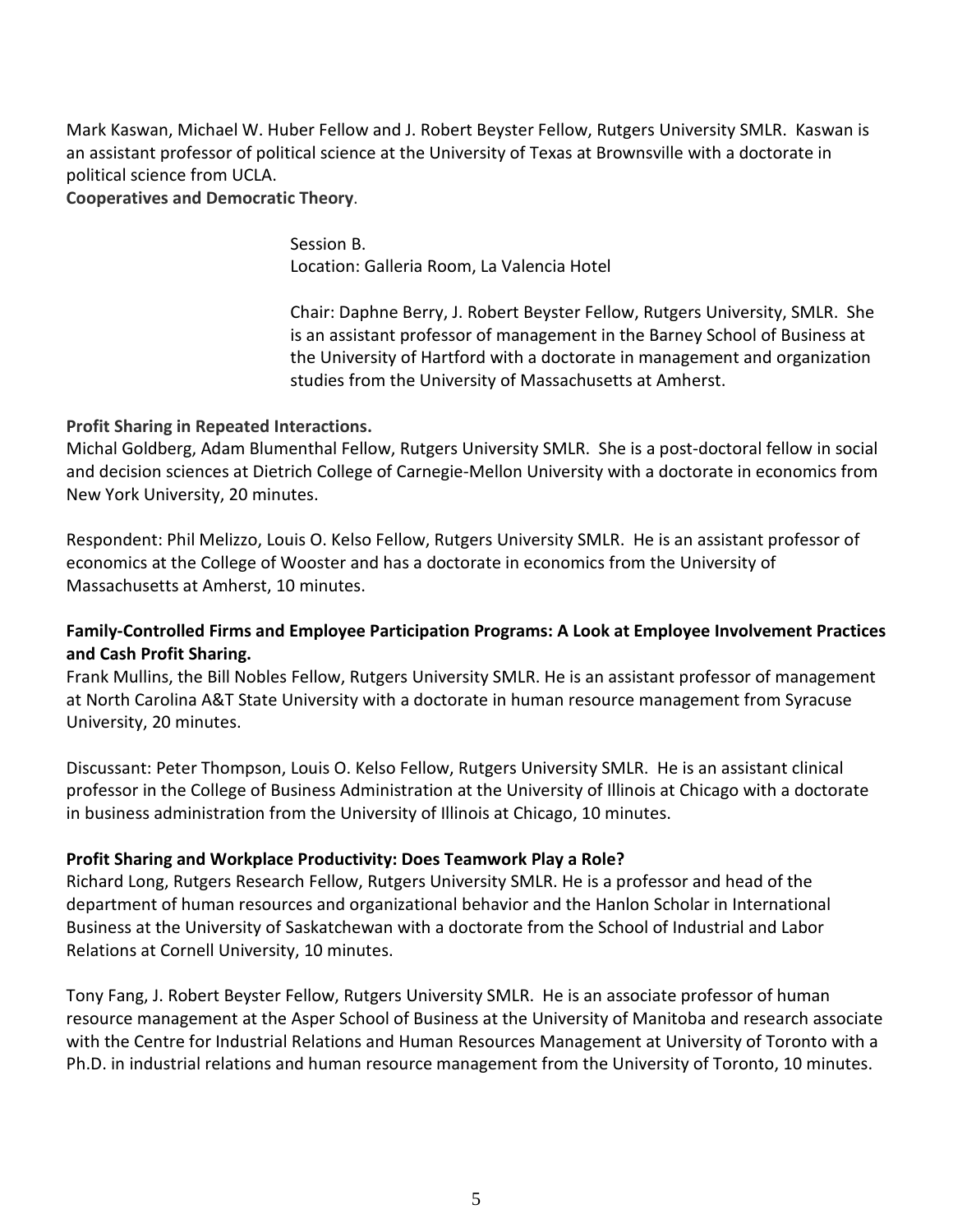Mark Kaswan, Michael W. Huber Fellow and J. Robert Beyster Fellow, Rutgers University SMLR. Kaswan is an assistant professor of political science at the University of Texas at Brownsville with a doctorate in political science from UCLA.
**Cooperatives and Democratic Theory**.

Session B.
Location: Galleria Room, La Valencia Hotel

Chair: Daphne Berry, J. Robert Beyster Fellow, Rutgers University, SMLR. She is an assistant professor of management in the Barney School of Business at the University of Hartford with a doctorate in management and organization studies from the University of Massachusetts at Amherst.

**Profit Sharing in Repeated Interactions.**
Michal Goldberg, Adam Blumenthal Fellow, Rutgers University SMLR. She is a post-doctoral fellow in social and decision sciences at Dietrich College of Carnegie-Mellon University with a doctorate in economics from New York University, 20 minutes.

Respondent: Phil Melizzo, Louis O. Kelso Fellow, Rutgers University SMLR. He is an assistant professor of economics at the College of Wooster and has a doctorate in economics from the University of Massachusetts at Amherst, 10 minutes.

**Family-Controlled Firms and Employee Participation Programs: A Look at Employee Involvement Practices and Cash Profit Sharing.**
Frank Mullins, the Bill Nobles Fellow, Rutgers University SMLR. He is an assistant professor of management at North Carolina A&T State University with a doctorate in human resource management from Syracuse University, 20 minutes.

Discussant: Peter Thompson, Louis O. Kelso Fellow, Rutgers University SMLR. He is an assistant clinical professor in the College of Business Administration at the University of Illinois at Chicago with a doctorate in business administration from the University of Illinois at Chicago, 10 minutes.

**Profit Sharing and Workplace Productivity: Does Teamwork Play a Role?**
Richard Long, Rutgers Research Fellow, Rutgers University SMLR. He is a professor and head of the department of human resources and organizational behavior and the Hanlon Scholar in International Business at the University of Saskatchewan with a doctorate from the School of Industrial and Labor Relations at Cornell University, 10 minutes.

Tony Fang, J. Robert Beyster Fellow, Rutgers University SMLR. He is an associate professor of human resource management at the Asper School of Business at the University of Manitoba and research associate with the Centre for Industrial Relations and Human Resources Management at University of Toronto with a Ph.D. in industrial relations and human resource management from the University of Toronto, 10 minutes.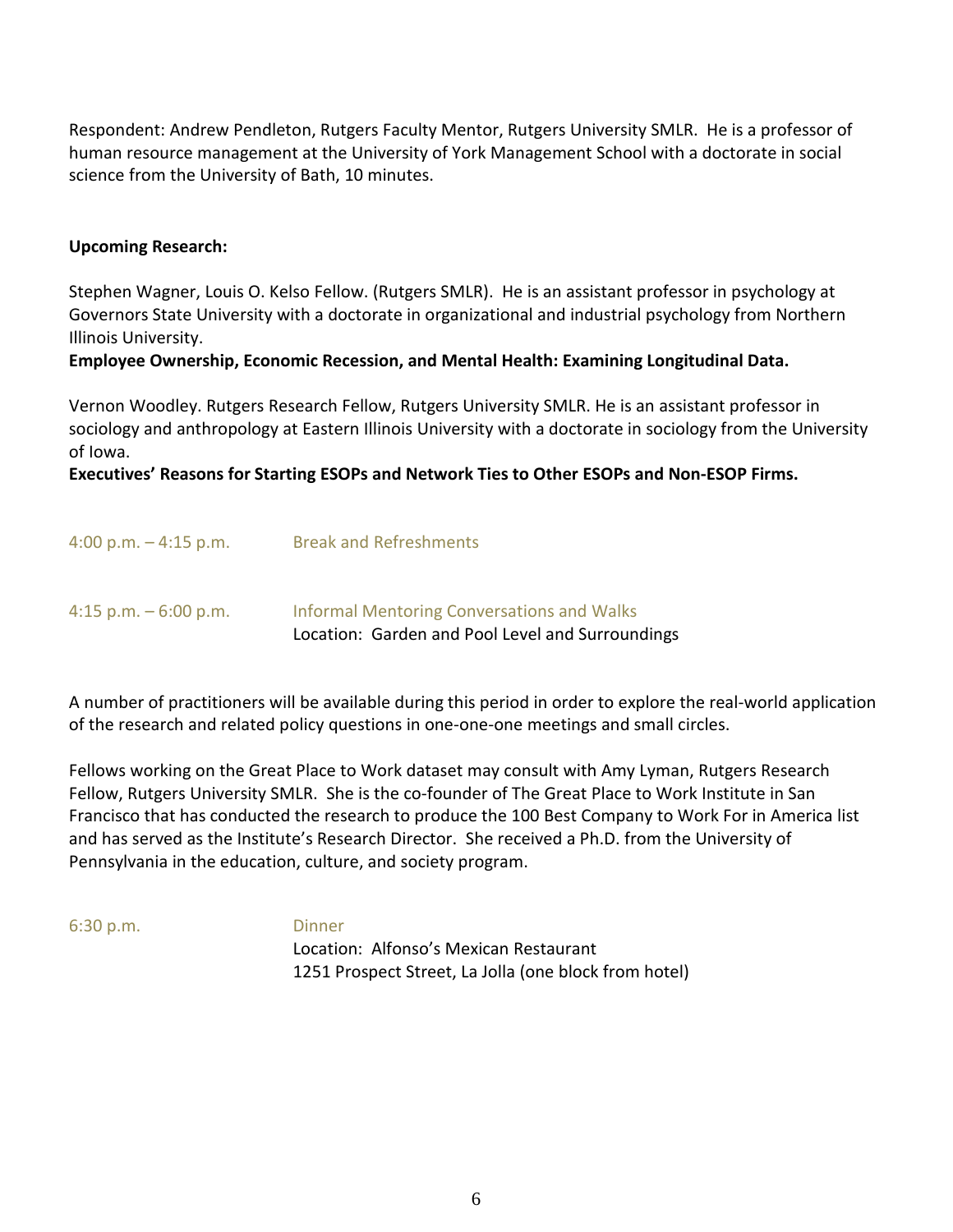Respondent: Andrew Pendleton, Rutgers Faculty Mentor, Rutgers University SMLR. He is a professor of human resource management at the University of York Management School with a doctorate in social science from the University of Bath, 10 minutes.

**Upcoming Research:**

Stephen Wagner, Louis O. Kelso Fellow. (Rutgers SMLR). He is an assistant professor in psychology at Governors State University with a doctorate in organizational and industrial psychology from Northern Illinois University.

**Employee Ownership, Economic Recession, and Mental Health: Examining Longitudinal Data.**

Vernon Woodley. Rutgers Research Fellow, Rutgers University SMLR. He is an assistant professor in sociology and anthropology at Eastern Illinois University with a doctorate in sociology from the University of Iowa.

**Executives' Reasons for Starting ESOPs and Network Ties to Other ESOPs and Non-ESOP Firms.**

4:00 p.m. – 4:15 p.m. Break and Refreshments

4:15 p.m. – 6:00 p.m. Informal Mentoring Conversations and Walks
Location: Garden and Pool Level and Surroundings

A number of practitioners will be available during this period in order to explore the real-world application of the research and related policy questions in one-one-one meetings and small circles.

Fellows working on the Great Place to Work dataset may consult with Amy Lyman, Rutgers Research Fellow, Rutgers University SMLR. She is the co-founder of The Great Place to Work Institute in San Francisco that has conducted the research to produce the 100 Best Company to Work For in America list and has served as the Institute's Research Director. She received a Ph.D. from the University of Pennsylvania in the education, culture, and society program.

6:30 p.m. Dinner
Location: Alfonso's Mexican Restaurant
1251 Prospect Street, La Jolla (one block from hotel)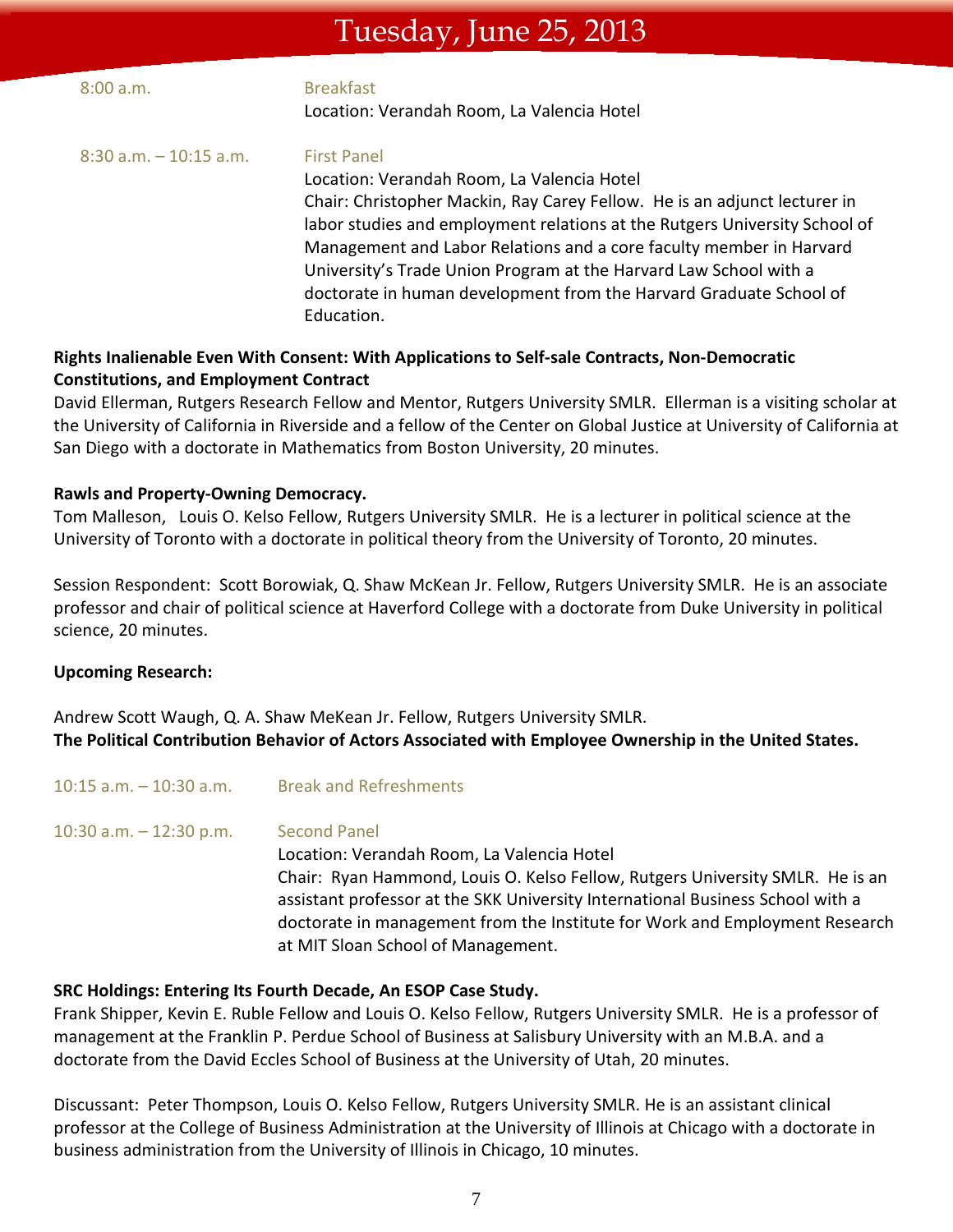# Tuesday, June 25, 2013

8:00 a.m. — Breakfast
Location: Verandah Room, La Valencia Hotel

8:30 a.m. – 10:15 a.m. — First Panel
Location: Verandah Room, La Valencia Hotel
Chair: Christopher Mackin, Ray Carey Fellow. He is an adjunct lecturer in labor studies and employment relations at the Rutgers University School of Management and Labor Relations and a core faculty member in Harvard University's Trade Union Program at the Harvard Law School with a doctorate in human development from the Harvard Graduate School of Education.

**Rights Inalienable Even With Consent: With Applications to Self-sale Contracts, Non-Democratic Constitutions, and Employment Contract**
David Ellerman, Rutgers Research Fellow and Mentor, Rutgers University SMLR. Ellerman is a visiting scholar at the University of California in Riverside and a fellow of the Center on Global Justice at University of California at San Diego with a doctorate in Mathematics from Boston University, 20 minutes.

**Rawls and Property-Owning Democracy.**
Tom Malleson, Louis O. Kelso Fellow, Rutgers University SMLR. He is a lecturer in political science at the University of Toronto with a doctorate in political theory from the University of Toronto, 20 minutes.

Session Respondent: Scott Borowiak, Q. Shaw McKean Jr. Fellow, Rutgers University SMLR. He is an associate professor and chair of political science at Haverford College with a doctorate from Duke University in political science, 20 minutes.

**Upcoming Research:**

Andrew Scott Waugh, Q. A. Shaw MeKean Jr. Fellow, Rutgers University SMLR.
**The Political Contribution Behavior of Actors Associated with Employee Ownership in the United States.**

10:15 a.m. – 10:30 a.m. — Break and Refreshments

10:30 a.m. – 12:30 p.m. — Second Panel
Location: Verandah Room, La Valencia Hotel
Chair: Ryan Hammond, Louis O. Kelso Fellow, Rutgers University SMLR. He is an assistant professor at the SKK University International Business School with a doctorate in management from the Institute for Work and Employment Research at MIT Sloan School of Management.

**SRC Holdings: Entering Its Fourth Decade, An ESOP Case Study.**
Frank Shipper, Kevin E. Ruble Fellow and Louis O. Kelso Fellow, Rutgers University SMLR. He is a professor of management at the Franklin P. Perdue School of Business at Salisbury University with an M.B.A. and a doctorate from the David Eccles School of Business at the University of Utah, 20 minutes.

Discussant: Peter Thompson, Louis O. Kelso Fellow, Rutgers University SMLR. He is an assistant clinical professor at the College of Business Administration at the University of Illinois at Chicago with a doctorate in business administration from the University of Illinois in Chicago, 10 minutes.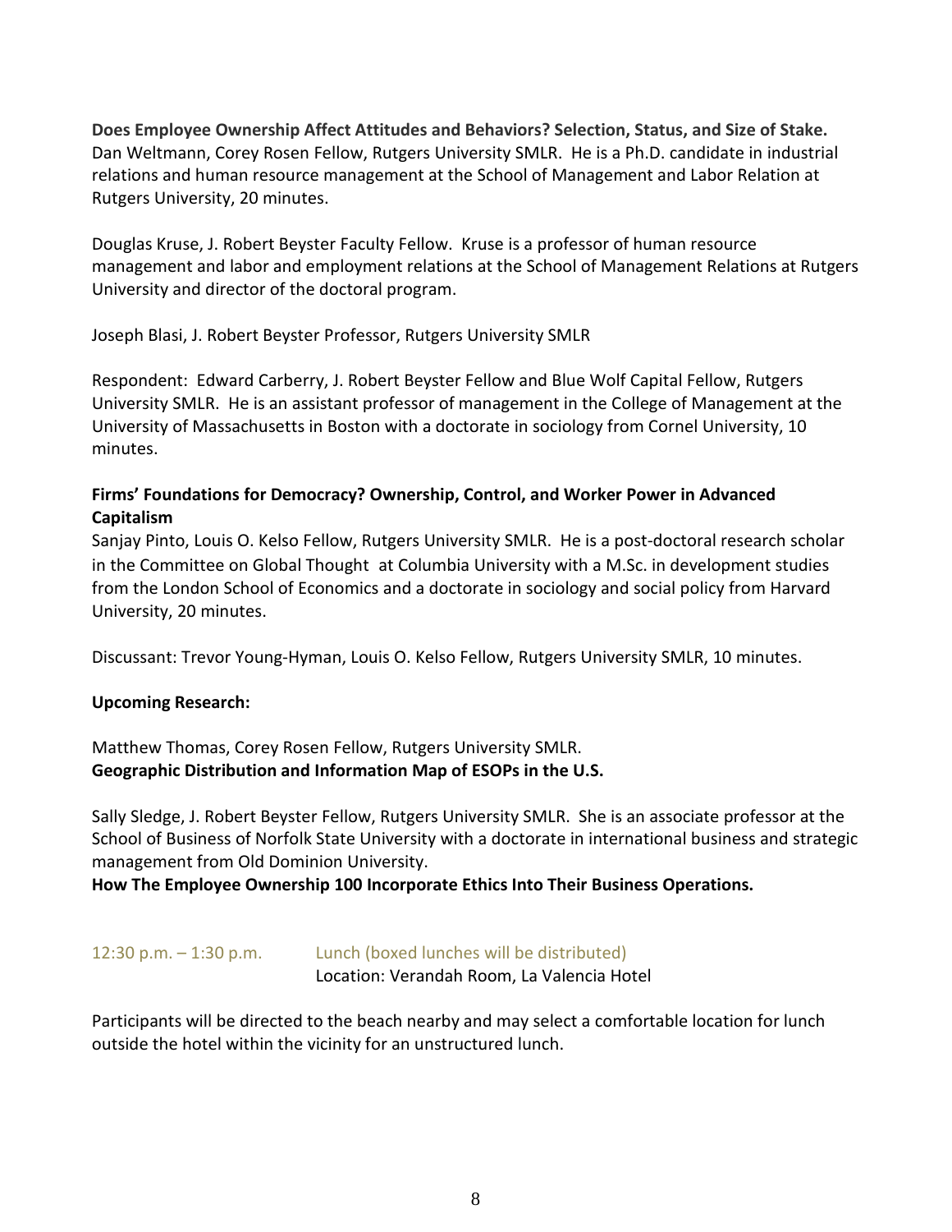**Does Employee Ownership Affect Attitudes and Behaviors? Selection, Status, and Size of Stake.** Dan Weltmann, Corey Rosen Fellow, Rutgers University SMLR. He is a Ph.D. candidate in industrial relations and human resource management at the School of Management and Labor Relation at Rutgers University, 20 minutes.

Douglas Kruse, J. Robert Beyster Faculty Fellow. Kruse is a professor of human resource management and labor and employment relations at the School of Management Relations at Rutgers University and director of the doctoral program.

Joseph Blasi, J. Robert Beyster Professor, Rutgers University SMLR

Respondent: Edward Carberry, J. Robert Beyster Fellow and Blue Wolf Capital Fellow, Rutgers University SMLR. He is an assistant professor of management in the College of Management at the University of Massachusetts in Boston with a doctorate in sociology from Cornel University, 10 minutes.

**Firms' Foundations for Democracy? Ownership, Control, and Worker Power in Advanced Capitalism**
Sanjay Pinto, Louis O. Kelso Fellow, Rutgers University SMLR. He is a post-doctoral research scholar in the Committee on Global Thought at Columbia University with a M.Sc. in development studies from the London School of Economics and a doctorate in sociology and social policy from Harvard University, 20 minutes.

Discussant: Trevor Young-Hyman, Louis O. Kelso Fellow, Rutgers University SMLR, 10 minutes.

**Upcoming Research:**

Matthew Thomas, Corey Rosen Fellow, Rutgers University SMLR.
**Geographic Distribution and Information Map of ESOPs in the U.S.**

Sally Sledge, J. Robert Beyster Fellow, Rutgers University SMLR. She is an associate professor at the School of Business of Norfolk State University with a doctorate in international business and strategic management from Old Dominion University.
**How The Employee Ownership 100 Incorporate Ethics Into Their Business Operations.**

12:30 p.m. – 1:30 p.m. Lunch (boxed lunches will be distributed)
Location: Verandah Room, La Valencia Hotel

Participants will be directed to the beach nearby and may select a comfortable location for lunch outside the hotel within the vicinity for an unstructured lunch.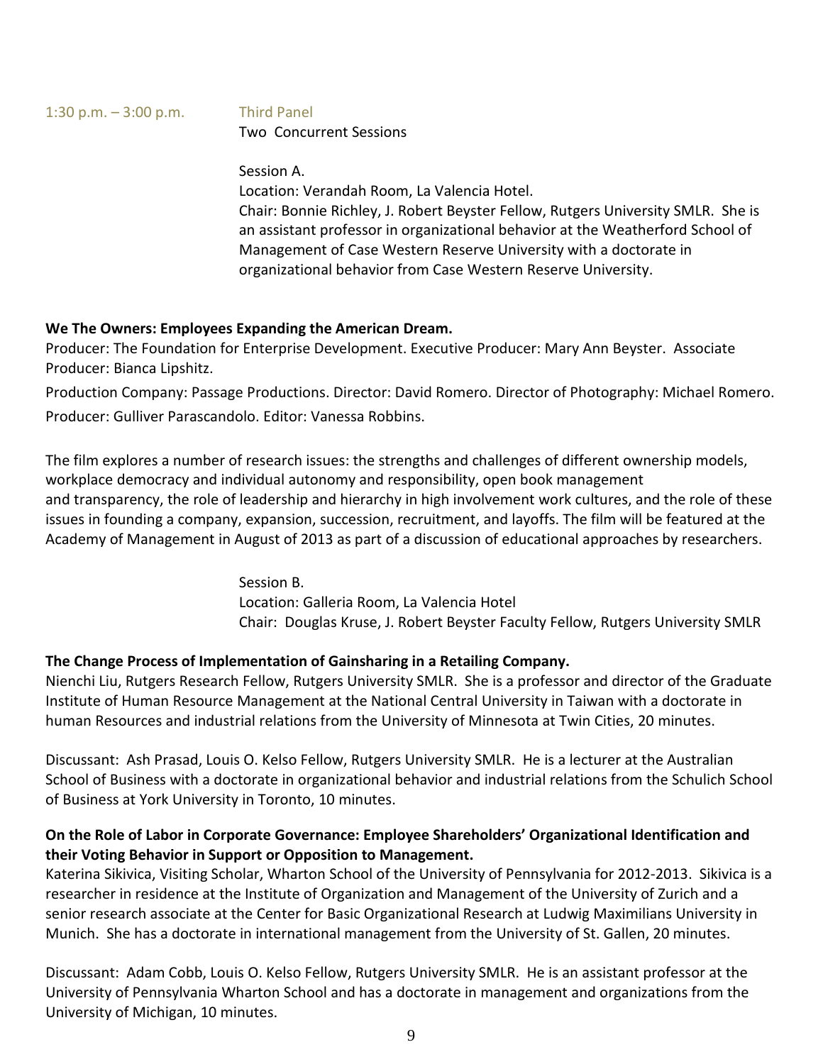1:30 p.m. – 3:00 p.m. Third Panel

Two Concurrent Sessions

Session A.
Location: Verandah Room, La Valencia Hotel.
Chair: Bonnie Richley, J. Robert Beyster Fellow, Rutgers University SMLR. She is an assistant professor in organizational behavior at the Weatherford School of Management of Case Western Reserve University with a doctorate in organizational behavior from Case Western Reserve University.

**We The Owners: Employees Expanding the American Dream.**
Producer: The Foundation for Enterprise Development. Executive Producer: Mary Ann Beyster. Associate Producer: Bianca Lipshitz.

Production Company: Passage Productions. Director: David Romero. Director of Photography: Michael Romero.

Producer: Gulliver Parascandolo. Editor: Vanessa Robbins.

The film explores a number of research issues: the strengths and challenges of different ownership models, workplace democracy and individual autonomy and responsibility, open book management and transparency, the role of leadership and hierarchy in high involvement work cultures, and the role of these issues in founding a company, expansion, succession, recruitment, and layoffs. The film will be featured at the Academy of Management in August of 2013 as part of a discussion of educational approaches by researchers.

Session B.
Location: Galleria Room, La Valencia Hotel
Chair: Douglas Kruse, J. Robert Beyster Faculty Fellow, Rutgers University SMLR

**The Change Process of Implementation of Gainsharing in a Retailing Company.**
Nienchi Liu, Rutgers Research Fellow, Rutgers University SMLR. She is a professor and director of the Graduate Institute of Human Resource Management at the National Central University in Taiwan with a doctorate in human Resources and industrial relations from the University of Minnesota at Twin Cities, 20 minutes.

Discussant: Ash Prasad, Louis O. Kelso Fellow, Rutgers University SMLR. He is a lecturer at the Australian School of Business with a doctorate in organizational behavior and industrial relations from the Schulich School of Business at York University in Toronto, 10 minutes.

**On the Role of Labor in Corporate Governance: Employee Shareholders' Organizational Identification and their Voting Behavior in Support or Opposition to Management.**
Katerina Sikivica, Visiting Scholar, Wharton School of the University of Pennsylvania for 2012-2013. Sikivica is a researcher in residence at the Institute of Organization and Management of the University of Zurich and a senior research associate at the Center for Basic Organizational Research at Ludwig Maximilians University in Munich. She has a doctorate in international management from the University of St. Gallen, 20 minutes.

Discussant: Adam Cobb, Louis O. Kelso Fellow, Rutgers University SMLR. He is an assistant professor at the University of Pennsylvania Wharton School and has a doctorate in management and organizations from the University of Michigan, 10 minutes.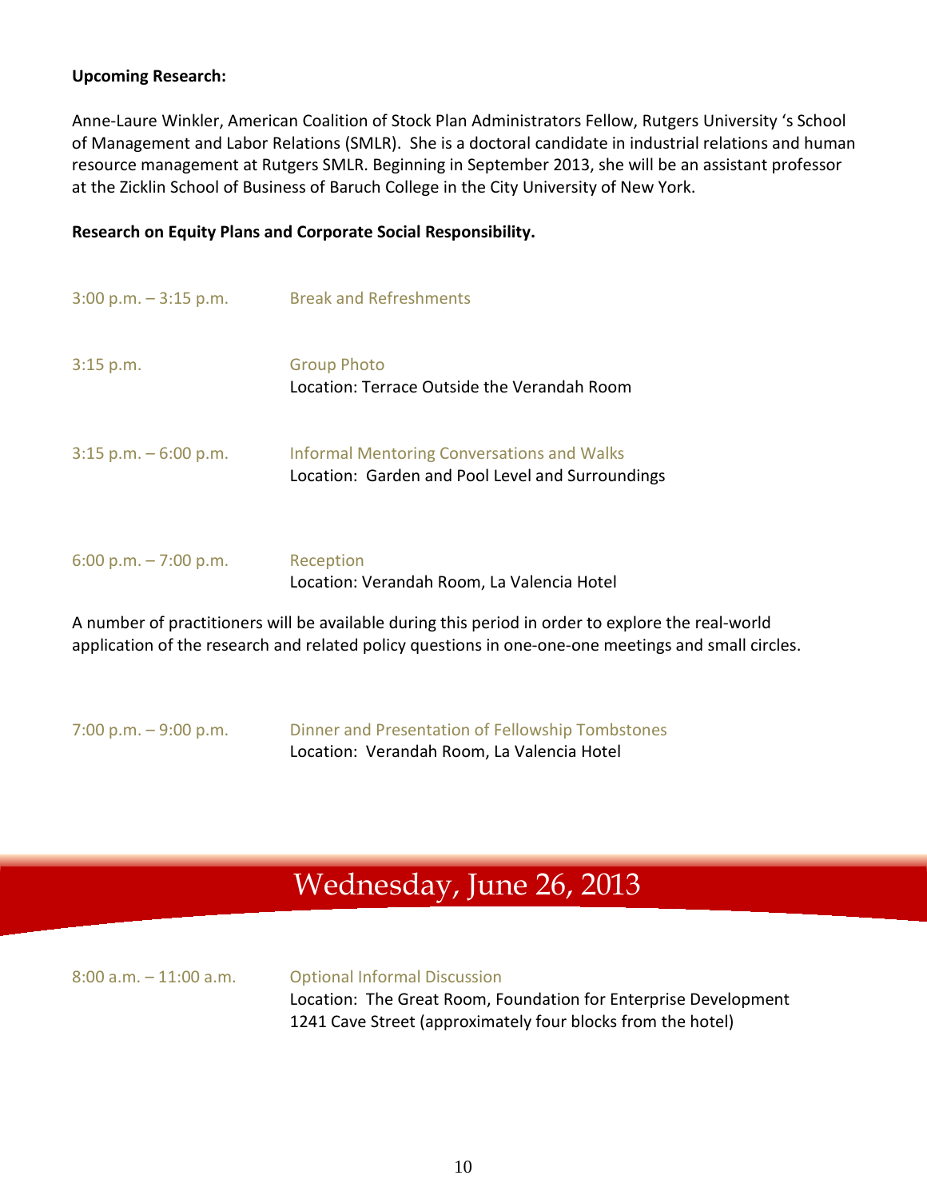**Upcoming Research:**

Anne-Laure Winkler, American Coalition of Stock Plan Administrators Fellow, Rutgers University 's School of Management and Labor Relations (SMLR). She is a doctoral candidate in industrial relations and human resource management at Rutgers SMLR. Beginning in September 2013, she will be an assistant professor at the Zicklin School of Business of Baruch College in the City University of New York.

**Research on Equity Plans and Corporate Social Responsibility.**

3:00 p.m. – 3:15 p.m. — Break and Refreshments

3:15 p.m. — Group Photo
Location: Terrace Outside the Verandah Room

3:15 p.m. – 6:00 p.m. — Informal Mentoring Conversations and Walks
Location: Garden and Pool Level and Surroundings

6:00 p.m. – 7:00 p.m. — Reception
Location: Verandah Room, La Valencia Hotel

A number of practitioners will be available during this period in order to explore the real-world application of the research and related policy questions in one-one-one meetings and small circles.

7:00 p.m. – 9:00 p.m. — Dinner and Presentation of Fellowship Tombstones
Location: Verandah Room, La Valencia Hotel

# Wednesday, June 26, 2013

8:00 a.m. – 11:00 a.m. — Optional Informal Discussion
Location: The Great Room, Foundation for Enterprise Development
1241 Cave Street (approximately four blocks from the hotel)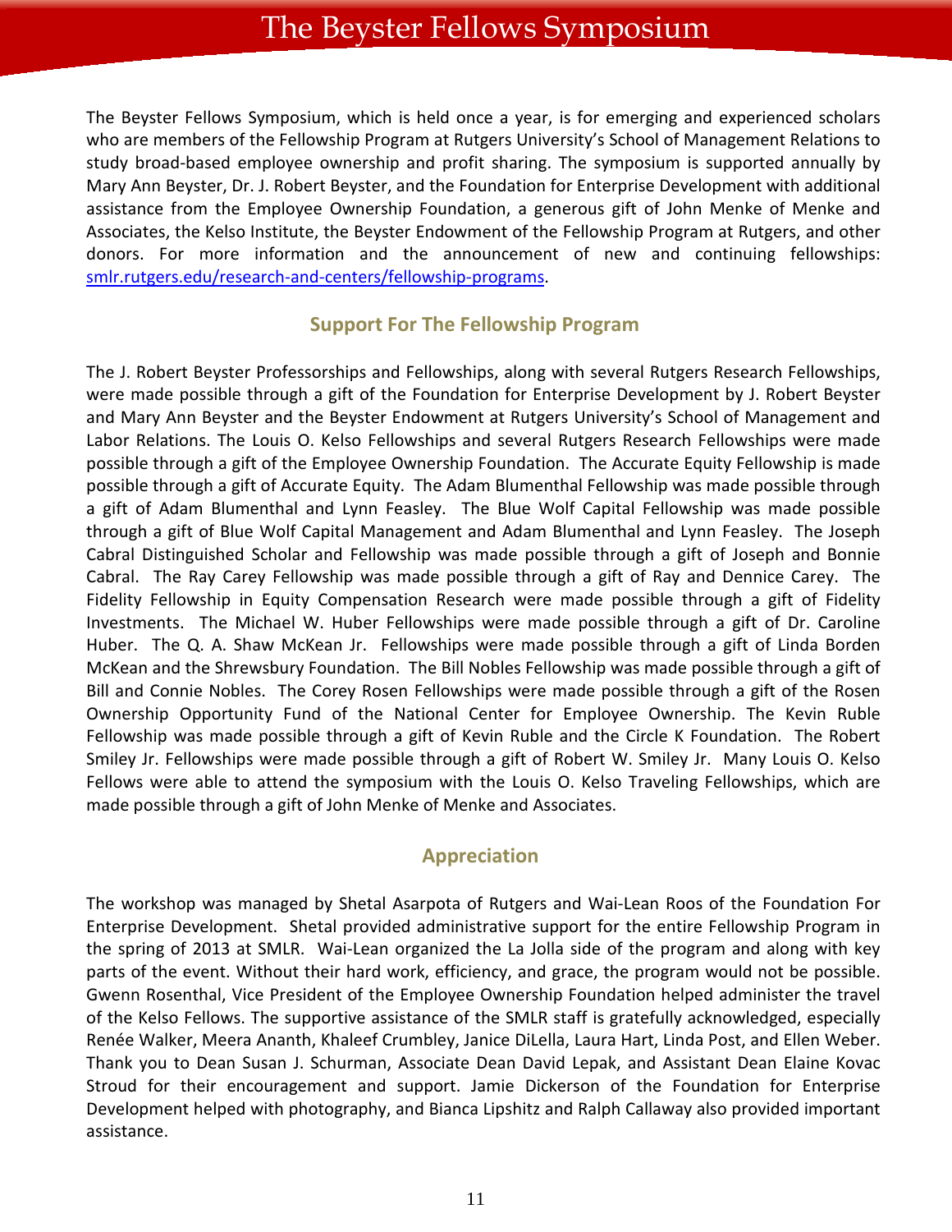# The Beyster Fellows Symposium

The Beyster Fellows Symposium, which is held once a year, is for emerging and experienced scholars who are members of the Fellowship Program at Rutgers University's School of Management Relations to study broad-based employee ownership and profit sharing. The symposium is supported annually by Mary Ann Beyster, Dr. J. Robert Beyster, and the Foundation for Enterprise Development with additional assistance from the Employee Ownership Foundation, a generous gift of John Menke of Menke and Associates, the Kelso Institute, the Beyster Endowment of the Fellowship Program at Rutgers, and other donors. For more information and the announcement of new and continuing fellowships: [smlr.rutgers.edu/research-and-centers/fellowship-programs](smlr.rutgers.edu/research-and-centers/fellowship-programs).

## Support For The Fellowship Program

The J. Robert Beyster Professorships and Fellowships, along with several Rutgers Research Fellowships, were made possible through a gift of the Foundation for Enterprise Development by J. Robert Beyster and Mary Ann Beyster and the Beyster Endowment at Rutgers University's School of Management and Labor Relations. The Louis O. Kelso Fellowships and several Rutgers Research Fellowships were made possible through a gift of the Employee Ownership Foundation. The Accurate Equity Fellowship is made possible through a gift of Accurate Equity. The Adam Blumenthal Fellowship was made possible through a gift of Adam Blumenthal and Lynn Feasley. The Blue Wolf Capital Fellowship was made possible through a gift of Blue Wolf Capital Management and Adam Blumenthal and Lynn Feasley. The Joseph Cabral Distinguished Scholar and Fellowship was made possible through a gift of Joseph and Bonnie Cabral. The Ray Carey Fellowship was made possible through a gift of Ray and Dennice Carey. The Fidelity Fellowship in Equity Compensation Research were made possible through a gift of Fidelity Investments. The Michael W. Huber Fellowships were made possible through a gift of Dr. Caroline Huber. The Q. A. Shaw McKean Jr. Fellowships were made possible through a gift of Linda Borden McKean and the Shrewsbury Foundation. The Bill Nobles Fellowship was made possible through a gift of Bill and Connie Nobles. The Corey Rosen Fellowships were made possible through a gift of the Rosen Ownership Opportunity Fund of the National Center for Employee Ownership. The Kevin Ruble Fellowship was made possible through a gift of Kevin Ruble and the Circle K Foundation. The Robert Smiley Jr. Fellowships were made possible through a gift of Robert W. Smiley Jr. Many Louis O. Kelso Fellows were able to attend the symposium with the Louis O. Kelso Traveling Fellowships, which are made possible through a gift of John Menke of Menke and Associates.

## Appreciation

The workshop was managed by Shetal Asarpota of Rutgers and Wai-Lean Roos of the Foundation For Enterprise Development. Shetal provided administrative support for the entire Fellowship Program in the spring of 2013 at SMLR. Wai-Lean organized the La Jolla side of the program and along with key parts of the event. Without their hard work, efficiency, and grace, the program would not be possible. Gwenn Rosenthal, Vice President of the Employee Ownership Foundation helped administer the travel of the Kelso Fellows. The supportive assistance of the SMLR staff is gratefully acknowledged, especially Renée Walker, Meera Ananth, Khaleef Crumbley, Janice DiLella, Laura Hart, Linda Post, and Ellen Weber. Thank you to Dean Susan J. Schurman, Associate Dean David Lepak, and Assistant Dean Elaine Kovac Stroud for their encouragement and support. Jamie Dickerson of the Foundation for Enterprise Development helped with photography, and Bianca Lipshitz and Ralph Callaway also provided important assistance.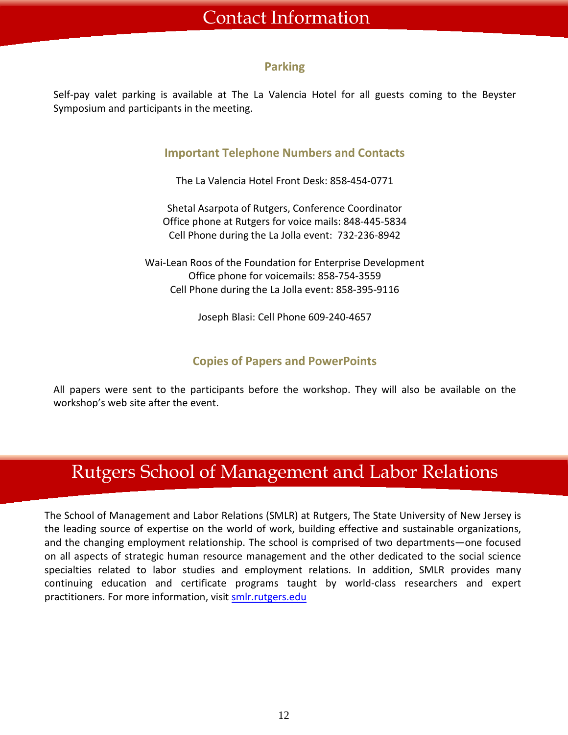# Contact Information

### Parking

Self-pay valet parking is available at The La Valencia Hotel for all guests coming to the Beyster Symposium and participants in the meeting.

### Important Telephone Numbers and Contacts

The La Valencia Hotel Front Desk: 858-454-0771

Shetal Asarpota of Rutgers, Conference Coordinator
Office phone at Rutgers for voice mails: 848-445-5834
Cell Phone during the La Jolla event: 732-236-8942

Wai-Lean Roos of the Foundation for Enterprise Development
Office phone for voicemails: 858-754-3559
Cell Phone during the La Jolla event: 858-395-9116

Joseph Blasi: Cell Phone 609-240-4657

### Copies of Papers and PowerPoints

All papers were sent to the participants before the workshop. They will also be available on the workshop's web site after the event.

# Rutgers School of Management and Labor Relations

The School of Management and Labor Relations (SMLR) at Rutgers, The State University of New Jersey is the leading source of expertise on the world of work, building effective and sustainable organizations, and the changing employment relationship. The school is comprised of two departments—one focused on all aspects of strategic human resource management and the other dedicated to the social science specialties related to labor studies and employment relations. In addition, SMLR provides many continuing education and certificate programs taught by world-class researchers and expert practitioners. For more information, visit smlr.rutgers.edu